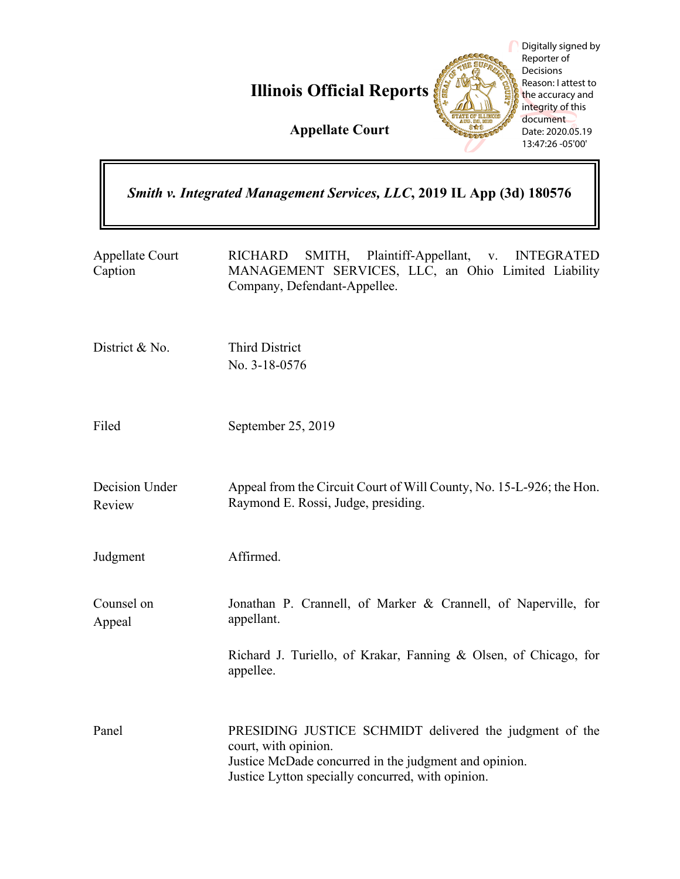# Illinois Official Reports

## Appellate Court

Digitally signed by Reporter of Decisions
Reason: I attest to the accuracy and integrity of this document
Date: 2020.05.19 13:47:26 -05'00'

***Smith v. Integrated Management Services, LLC*, 2019 IL App (3d) 180576**

| | |
|---|---|
| Appellate Court Caption | RICHARD SMITH, Plaintiff-Appellant, v. INTEGRATED MANAGEMENT SERVICES, LLC, an Ohio Limited Liability Company, Defendant-Appellee. |
| District & No. | Third District<br>No. 3-18-0576 |
| Filed | September 25, 2019 |
| Decision Under Review | Appeal from the Circuit Court of Will County, No. 15-L-926; the Hon. Raymond E. Rossi, Judge, presiding. |
| Judgment | Affirmed. |
| Counsel on Appeal | Jonathan P. Crannell, of Marker & Crannell, of Naperville, for appellant.<br><br>Richard J. Turiello, of Krakar, Fanning & Olsen, of Chicago, for appellee. |
| Panel | PRESIDING JUSTICE SCHMIDT delivered the judgment of the court, with opinion.<br>Justice McDade concurred in the judgment and opinion.<br>Justice Lytton specially concurred, with opinion. |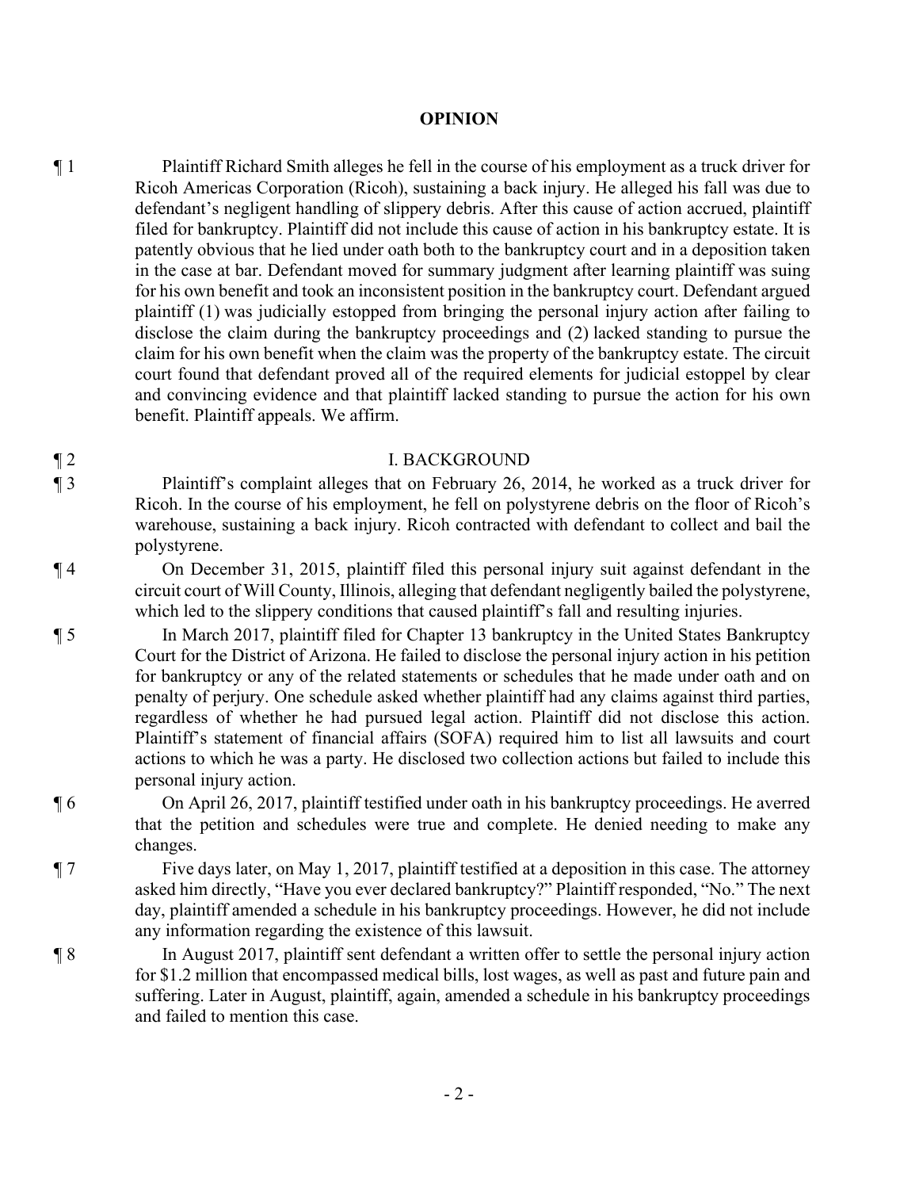## OPINION

¶ 1 Plaintiff Richard Smith alleges he fell in the course of his employment as a truck driver for Ricoh Americas Corporation (Ricoh), sustaining a back injury. He alleged his fall was due to defendant's negligent handling of slippery debris. After this cause of action accrued, plaintiff filed for bankruptcy. Plaintiff did not include this cause of action in his bankruptcy estate. It is patently obvious that he lied under oath both to the bankruptcy court and in a deposition taken in the case at bar. Defendant moved for summary judgment after learning plaintiff was suing for his own benefit and took an inconsistent position in the bankruptcy court. Defendant argued plaintiff (1) was judicially estopped from bringing the personal injury action after failing to disclose the claim during the bankruptcy proceedings and (2) lacked standing to pursue the claim for his own benefit when the claim was the property of the bankruptcy estate. The circuit court found that defendant proved all of the required elements for judicial estoppel by clear and convincing evidence and that plaintiff lacked standing to pursue the action for his own benefit. Plaintiff appeals. We affirm.

¶ 2 I. BACKGROUND

¶ 3 Plaintiff's complaint alleges that on February 26, 2014, he worked as a truck driver for Ricoh. In the course of his employment, he fell on polystyrene debris on the floor of Ricoh's warehouse, sustaining a back injury. Ricoh contracted with defendant to collect and bail the polystyrene.

¶ 4 On December 31, 2015, plaintiff filed this personal injury suit against defendant in the circuit court of Will County, Illinois, alleging that defendant negligently bailed the polystyrene, which led to the slippery conditions that caused plaintiff's fall and resulting injuries.

¶ 5 In March 2017, plaintiff filed for Chapter 13 bankruptcy in the United States Bankruptcy Court for the District of Arizona. He failed to disclose the personal injury action in his petition for bankruptcy or any of the related statements or schedules that he made under oath and on penalty of perjury. One schedule asked whether plaintiff had any claims against third parties, regardless of whether he had pursued legal action. Plaintiff did not disclose this action. Plaintiff's statement of financial affairs (SOFA) required him to list all lawsuits and court actions to which he was a party. He disclosed two collection actions but failed to include this personal injury action.

¶ 6 On April 26, 2017, plaintiff testified under oath in his bankruptcy proceedings. He averred that the petition and schedules were true and complete. He denied needing to make any changes.

¶ 7 Five days later, on May 1, 2017, plaintiff testified at a deposition in this case. The attorney asked him directly, "Have you ever declared bankruptcy?" Plaintiff responded, "No." The next day, plaintiff amended a schedule in his bankruptcy proceedings. However, he did not include any information regarding the existence of this lawsuit.

¶ 8 In August 2017, plaintiff sent defendant a written offer to settle the personal injury action for \$1.2 million that encompassed medical bills, lost wages, as well as past and future pain and suffering. Later in August, plaintiff, again, amended a schedule in his bankruptcy proceedings and failed to mention this case.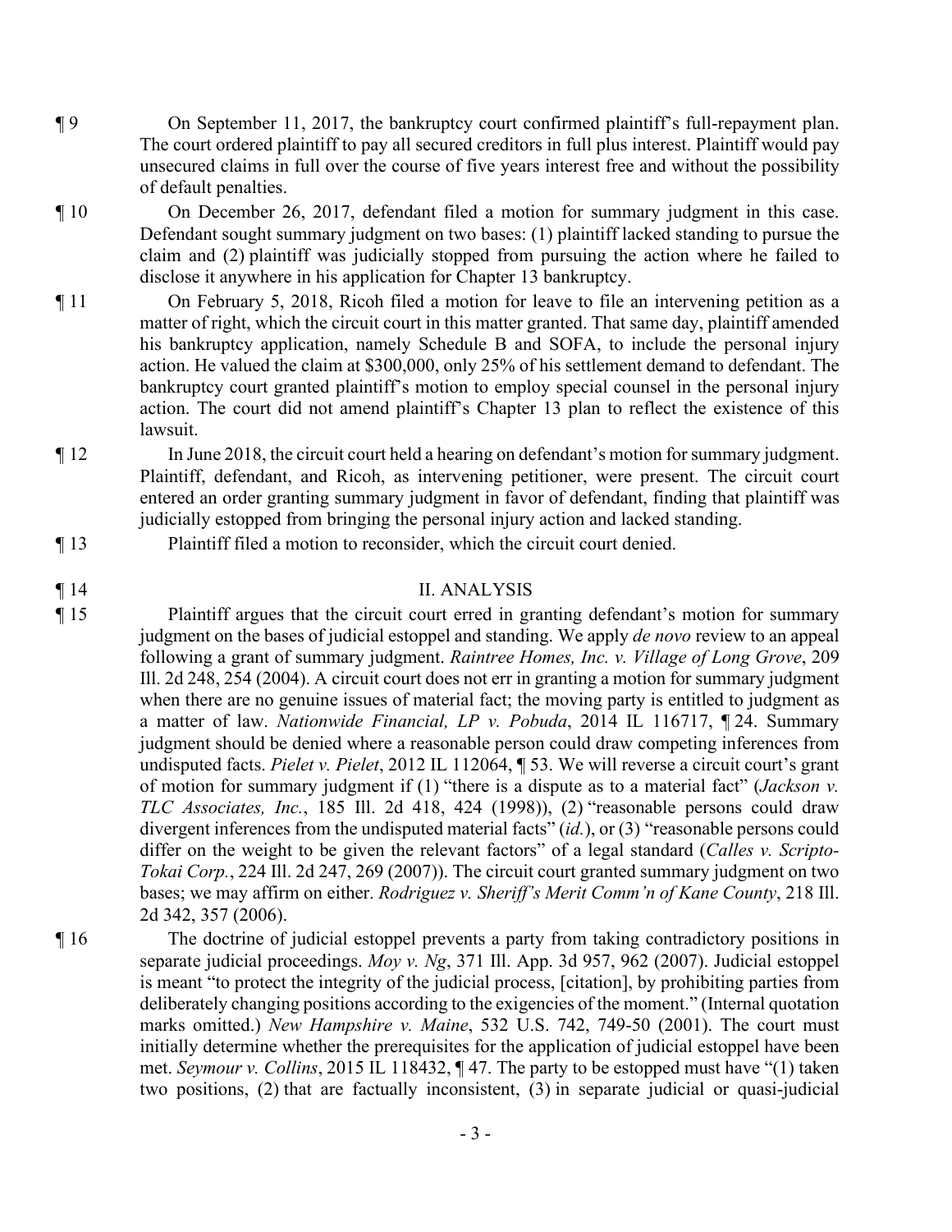¶ 9 On September 11, 2017, the bankruptcy court confirmed plaintiff's full-repayment plan. The court ordered plaintiff to pay all secured creditors in full plus interest. Plaintiff would pay unsecured claims in full over the course of five years interest free and without the possibility of default penalties.

¶ 10 On December 26, 2017, defendant filed a motion for summary judgment in this case. Defendant sought summary judgment on two bases: (1) plaintiff lacked standing to pursue the claim and (2) plaintiff was judicially stopped from pursuing the action where he failed to disclose it anywhere in his application for Chapter 13 bankruptcy.

¶ 11 On February 5, 2018, Ricoh filed a motion for leave to file an intervening petition as a matter of right, which the circuit court in this matter granted. That same day, plaintiff amended his bankruptcy application, namely Schedule B and SOFA, to include the personal injury action. He valued the claim at $300,000, only 25% of his settlement demand to defendant. The bankruptcy court granted plaintiff's motion to employ special counsel in the personal injury action. The court did not amend plaintiff's Chapter 13 plan to reflect the existence of this lawsuit.

¶ 12 In June 2018, the circuit court held a hearing on defendant's motion for summary judgment. Plaintiff, defendant, and Ricoh, as intervening petitioner, were present. The circuit court entered an order granting summary judgment in favor of defendant, finding that plaintiff was judicially estopped from bringing the personal injury action and lacked standing.

¶ 13 Plaintiff filed a motion to reconsider, which the circuit court denied.

## ¶ 14 II. ANALYSIS

¶ 15 Plaintiff argues that the circuit court erred in granting defendant's motion for summary judgment on the bases of judicial estoppel and standing. We apply *de novo* review to an appeal following a grant of summary judgment. *Raintree Homes, Inc. v. Village of Long Grove*, 209 Ill. 2d 248, 254 (2004). A circuit court does not err in granting a motion for summary judgment when there are no genuine issues of material fact; the moving party is entitled to judgment as a matter of law. *Nationwide Financial, LP v. Pobuda*, 2014 IL 116717, ¶ 24. Summary judgment should be denied where a reasonable person could draw competing inferences from undisputed facts. *Pielet v. Pielet*, 2012 IL 112064, ¶ 53. We will reverse a circuit court's grant of motion for summary judgment if (1) "there is a dispute as to a material fact" (*Jackson v. TLC Associates, Inc.*, 185 Ill. 2d 418, 424 (1998)), (2) "reasonable persons could draw divergent inferences from the undisputed material facts" (*id.*), or (3) "reasonable persons could differ on the weight to be given the relevant factors" of a legal standard (*Calles v. Scripto-Tokai Corp.*, 224 Ill. 2d 247, 269 (2007)). The circuit court granted summary judgment on two bases; we may affirm on either. *Rodriguez v. Sheriff's Merit Comm'n of Kane County*, 218 Ill. 2d 342, 357 (2006).

¶ 16 The doctrine of judicial estoppel prevents a party from taking contradictory positions in separate judicial proceedings. *Moy v. Ng*, 371 Ill. App. 3d 957, 962 (2007). Judicial estoppel is meant "to protect the integrity of the judicial process, [citation], by prohibiting parties from deliberately changing positions according to the exigencies of the moment." (Internal quotation marks omitted.) *New Hampshire v. Maine*, 532 U.S. 742, 749-50 (2001). The court must initially determine whether the prerequisites for the application of judicial estoppel have been met. *Seymour v. Collins*, 2015 IL 118432, ¶ 47. The party to be estopped must have "(1) taken two positions, (2) that are factually inconsistent, (3) in separate judicial or quasi-judicial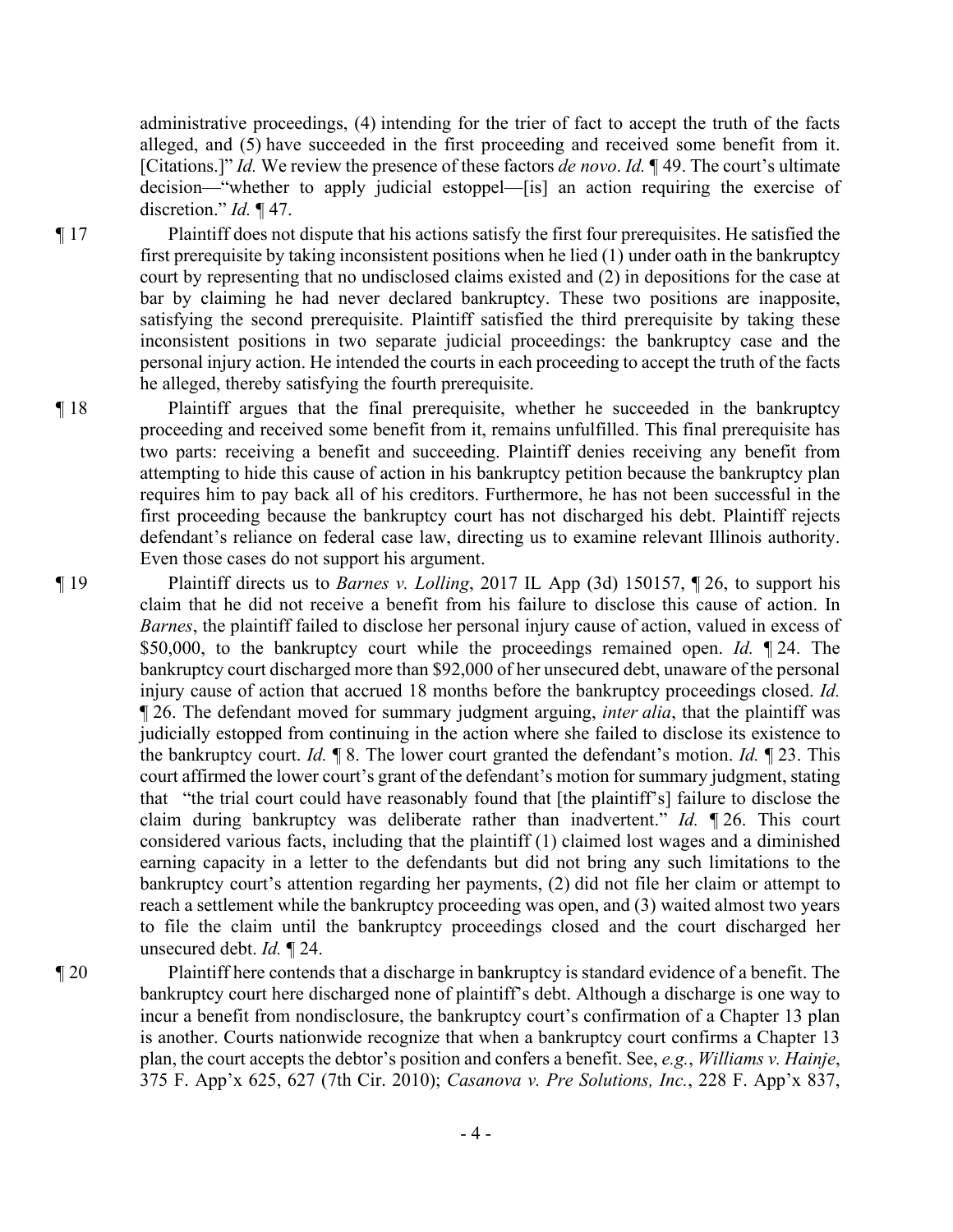administrative proceedings, (4) intending for the trier of fact to accept the truth of the facts alleged, and (5) have succeeded in the first proceeding and received some benefit from it. [Citations.]" *Id.* We review the presence of these factors *de novo*. *Id.* ¶ 49. The court's ultimate decision—"whether to apply judicial estoppel—[is] an action requiring the exercise of discretion." *Id.* ¶ 47.

¶ 17 Plaintiff does not dispute that his actions satisfy the first four prerequisites. He satisfied the first prerequisite by taking inconsistent positions when he lied (1) under oath in the bankruptcy court by representing that no undisclosed claims existed and (2) in depositions for the case at bar by claiming he had never declared bankruptcy. These two positions are inapposite, satisfying the second prerequisite. Plaintiff satisfied the third prerequisite by taking these inconsistent positions in two separate judicial proceedings: the bankruptcy case and the personal injury action. He intended the courts in each proceeding to accept the truth of the facts he alleged, thereby satisfying the fourth prerequisite.

¶ 18 Plaintiff argues that the final prerequisite, whether he succeeded in the bankruptcy proceeding and received some benefit from it, remains unfulfilled. This final prerequisite has two parts: receiving a benefit and succeeding. Plaintiff denies receiving any benefit from attempting to hide this cause of action in his bankruptcy petition because the bankruptcy plan requires him to pay back all of his creditors. Furthermore, he has not been successful in the first proceeding because the bankruptcy court has not discharged his debt. Plaintiff rejects defendant's reliance on federal case law, directing us to examine relevant Illinois authority. Even those cases do not support his argument.

¶ 19 Plaintiff directs us to *Barnes v. Lolling*, 2017 IL App (3d) 150157, ¶ 26, to support his claim that he did not receive a benefit from his failure to disclose this cause of action. In *Barnes*, the plaintiff failed to disclose her personal injury cause of action, valued in excess of $50,000, to the bankruptcy court while the proceedings remained open. *Id.* ¶ 24. The bankruptcy court discharged more than $92,000 of her unsecured debt, unaware of the personal injury cause of action that accrued 18 months before the bankruptcy proceedings closed. *Id.* ¶ 26. The defendant moved for summary judgment arguing, *inter alia*, that the plaintiff was judicially estopped from continuing in the action where she failed to disclose its existence to the bankruptcy court. *Id.* ¶ 8. The lower court granted the defendant's motion. *Id.* ¶ 23. This court affirmed the lower court's grant of the defendant's motion for summary judgment, stating that "the trial court could have reasonably found that [the plaintiff's] failure to disclose the claim during bankruptcy was deliberate rather than inadvertent." *Id.* ¶ 26. This court considered various facts, including that the plaintiff (1) claimed lost wages and a diminished earning capacity in a letter to the defendants but did not bring any such limitations to the bankruptcy court's attention regarding her payments, (2) did not file her claim or attempt to reach a settlement while the bankruptcy proceeding was open, and (3) waited almost two years to file the claim until the bankruptcy proceedings closed and the court discharged her unsecured debt. *Id.* ¶ 24.

¶ 20 Plaintiff here contends that a discharge in bankruptcy is standard evidence of a benefit. The bankruptcy court here discharged none of plaintiff's debt. Although a discharge is one way to incur a benefit from nondisclosure, the bankruptcy court's confirmation of a Chapter 13 plan is another. Courts nationwide recognize that when a bankruptcy court confirms a Chapter 13 plan, the court accepts the debtor's position and confers a benefit. See, *e.g.*, *Williams v. Hainje*, 375 F. App'x 625, 627 (7th Cir. 2010); *Casanova v. Pre Solutions, Inc.*, 228 F. App'x 837,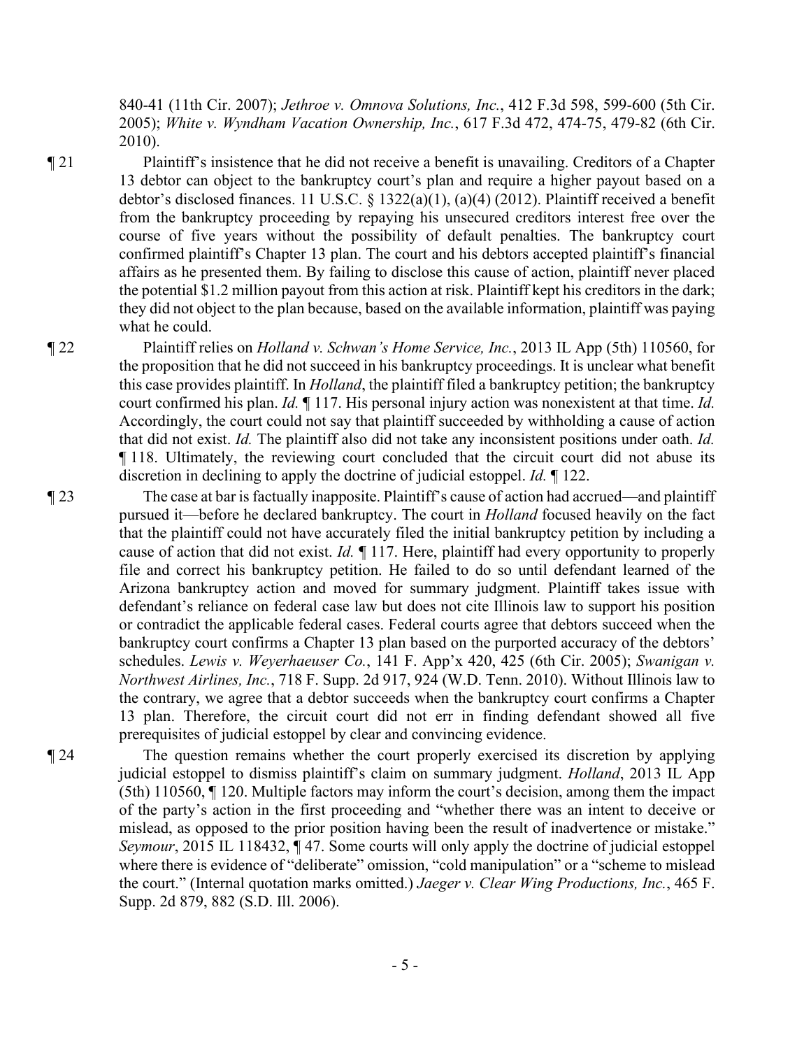840-41 (11th Cir. 2007); *Jethroe v. Omnova Solutions, Inc.*, 412 F.3d 598, 599-600 (5th Cir. 2005); *White v. Wyndham Vacation Ownership, Inc.*, 617 F.3d 472, 474-75, 479-82 (6th Cir. 2010).

¶ 21 Plaintiff's insistence that he did not receive a benefit is unavailing. Creditors of a Chapter 13 debtor can object to the bankruptcy court's plan and require a higher payout based on a debtor's disclosed finances. 11 U.S.C. § 1322(a)(1), (a)(4) (2012). Plaintiff received a benefit from the bankruptcy proceeding by repaying his unsecured creditors interest free over the course of five years without the possibility of default penalties. The bankruptcy court confirmed plaintiff's Chapter 13 plan. The court and his debtors accepted plaintiff's financial affairs as he presented them. By failing to disclose this cause of action, plaintiff never placed the potential $1.2 million payout from this action at risk. Plaintiff kept his creditors in the dark; they did not object to the plan because, based on the available information, plaintiff was paying what he could.

¶ 22 Plaintiff relies on *Holland v. Schwan's Home Service, Inc.*, 2013 IL App (5th) 110560, for the proposition that he did not succeed in his bankruptcy proceedings. It is unclear what benefit this case provides plaintiff. In *Holland*, the plaintiff filed a bankruptcy petition; the bankruptcy court confirmed his plan. *Id.* ¶ 117. His personal injury action was nonexistent at that time. *Id.* Accordingly, the court could not say that plaintiff succeeded by withholding a cause of action that did not exist. *Id.* The plaintiff also did not take any inconsistent positions under oath. *Id.* ¶ 118. Ultimately, the reviewing court concluded that the circuit court did not abuse its discretion in declining to apply the doctrine of judicial estoppel. *Id.* ¶ 122.

¶ 23 The case at bar is factually inapposite. Plaintiff's cause of action had accrued—and plaintiff pursued it—before he declared bankruptcy. The court in *Holland* focused heavily on the fact that the plaintiff could not have accurately filed the initial bankruptcy petition by including a cause of action that did not exist. *Id.* ¶ 117. Here, plaintiff had every opportunity to properly file and correct his bankruptcy petition. He failed to do so until defendant learned of the Arizona bankruptcy action and moved for summary judgment. Plaintiff takes issue with defendant's reliance on federal case law but does not cite Illinois law to support his position or contradict the applicable federal cases. Federal courts agree that debtors succeed when the bankruptcy court confirms a Chapter 13 plan based on the purported accuracy of the debtors' schedules. *Lewis v. Weyerhaeuser Co.*, 141 F. App'x 420, 425 (6th Cir. 2005); *Swanigan v. Northwest Airlines, Inc.*, 718 F. Supp. 2d 917, 924 (W.D. Tenn. 2010). Without Illinois law to the contrary, we agree that a debtor succeeds when the bankruptcy court confirms a Chapter 13 plan. Therefore, the circuit court did not err in finding defendant showed all five prerequisites of judicial estoppel by clear and convincing evidence.

¶ 24 The question remains whether the court properly exercised its discretion by applying judicial estoppel to dismiss plaintiff's claim on summary judgment. *Holland*, 2013 IL App (5th) 110560, ¶ 120. Multiple factors may inform the court's decision, among them the impact of the party's action in the first proceeding and "whether there was an intent to deceive or mislead, as opposed to the prior position having been the result of inadvertence or mistake." *Seymour*, 2015 IL 118432, ¶ 47. Some courts will only apply the doctrine of judicial estoppel where there is evidence of "deliberate" omission, "cold manipulation" or a "scheme to mislead the court." (Internal quotation marks omitted.) *Jaeger v. Clear Wing Productions, Inc.*, 465 F. Supp. 2d 879, 882 (S.D. Ill. 2006).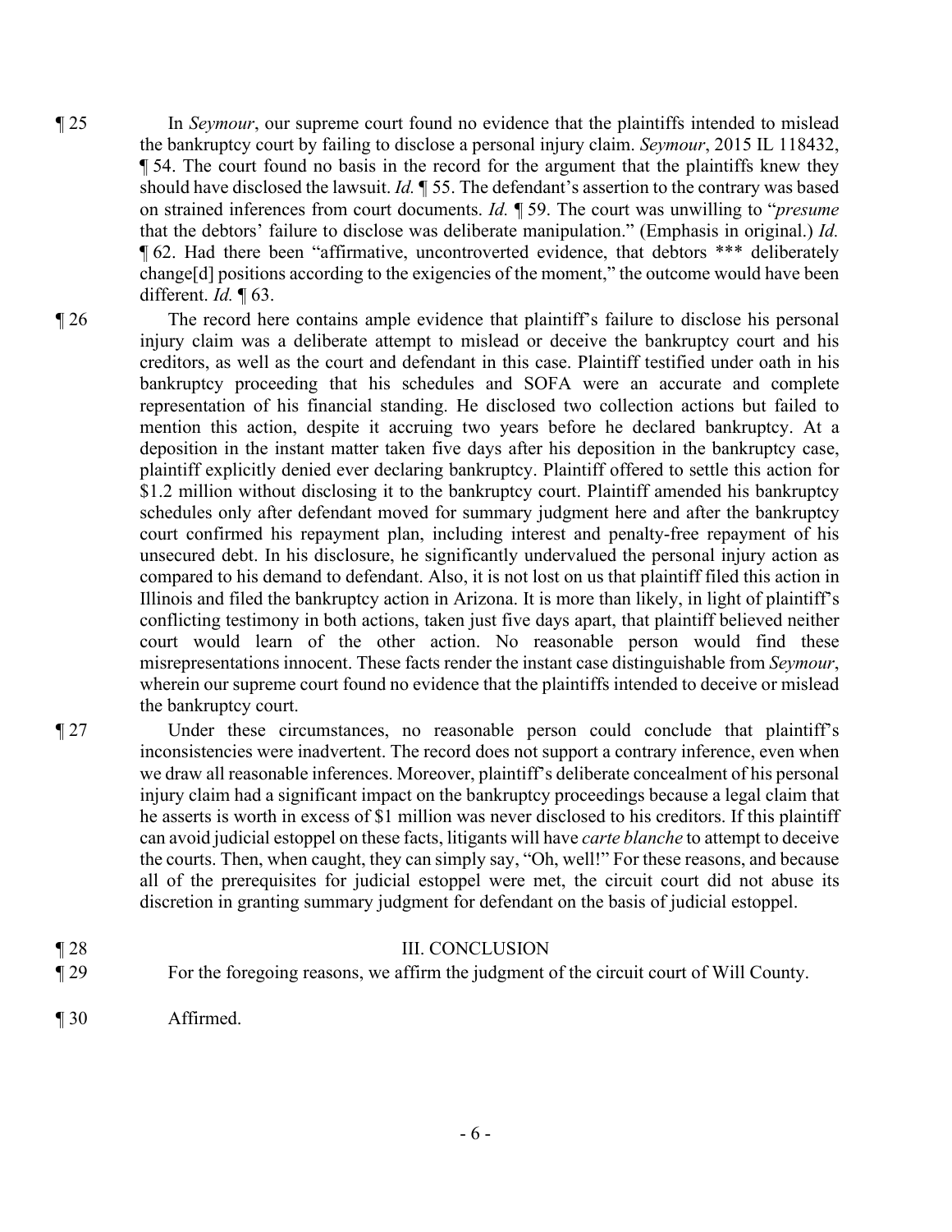¶ 25 In *Seymour*, our supreme court found no evidence that the plaintiffs intended to mislead the bankruptcy court by failing to disclose a personal injury claim. *Seymour*, 2015 IL 118432, ¶ 54. The court found no basis in the record for the argument that the plaintiffs knew they should have disclosed the lawsuit. *Id.* ¶ 55. The defendant's assertion to the contrary was based on strained inferences from court documents. *Id.* ¶ 59. The court was unwilling to "*presume* that the debtors' failure to disclose was deliberate manipulation." (Emphasis in original.) *Id.* ¶ 62. Had there been "affirmative, uncontroverted evidence, that debtors \*\*\* deliberately change[d] positions according to the exigencies of the moment," the outcome would have been different. *Id.* ¶ 63.

¶ 26 The record here contains ample evidence that plaintiff's failure to disclose his personal injury claim was a deliberate attempt to mislead or deceive the bankruptcy court and his creditors, as well as the court and defendant in this case. Plaintiff testified under oath in his bankruptcy proceeding that his schedules and SOFA were an accurate and complete representation of his financial standing. He disclosed two collection actions but failed to mention this action, despite it accruing two years before he declared bankruptcy. At a deposition in the instant matter taken five days after his deposition in the bankruptcy case, plaintiff explicitly denied ever declaring bankruptcy. Plaintiff offered to settle this action for $1.2 million without disclosing it to the bankruptcy court. Plaintiff amended his bankruptcy schedules only after defendant moved for summary judgment here and after the bankruptcy court confirmed his repayment plan, including interest and penalty-free repayment of his unsecured debt. In his disclosure, he significantly undervalued the personal injury action as compared to his demand to defendant. Also, it is not lost on us that plaintiff filed this action in Illinois and filed the bankruptcy action in Arizona. It is more than likely, in light of plaintiff's conflicting testimony in both actions, taken just five days apart, that plaintiff believed neither court would learn of the other action. No reasonable person would find these misrepresentations innocent. These facts render the instant case distinguishable from *Seymour*, wherein our supreme court found no evidence that the plaintiffs intended to deceive or mislead the bankruptcy court.

¶ 27 Under these circumstances, no reasonable person could conclude that plaintiff's inconsistencies were inadvertent. The record does not support a contrary inference, even when we draw all reasonable inferences. Moreover, plaintiff's deliberate concealment of his personal injury claim had a significant impact on the bankruptcy proceedings because a legal claim that he asserts is worth in excess of $1 million was never disclosed to his creditors. If this plaintiff can avoid judicial estoppel on these facts, litigants will have *carte blanche* to attempt to deceive the courts. Then, when caught, they can simply say, "Oh, well!" For these reasons, and because all of the prerequisites for judicial estoppel were met, the circuit court did not abuse its discretion in granting summary judgment for defendant on the basis of judicial estoppel.

¶ 28 III. CONCLUSION

¶ 29 For the foregoing reasons, we affirm the judgment of the circuit court of Will County.

¶ 30 Affirmed.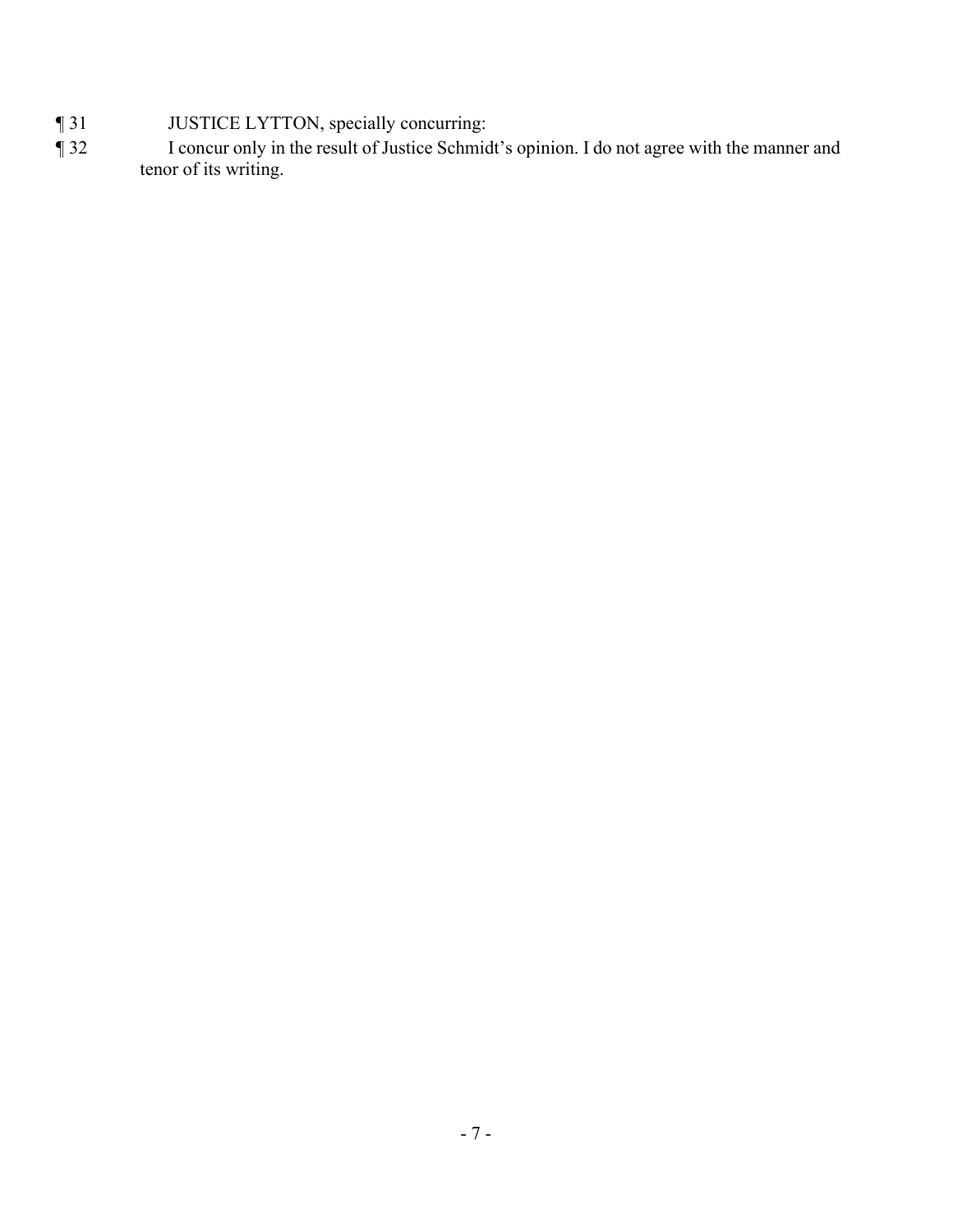¶ 31 JUSTICE LYTTON, specially concurring:

¶ 32 I concur only in the result of Justice Schmidt's opinion. I do not agree with the manner and tenor of its writing.